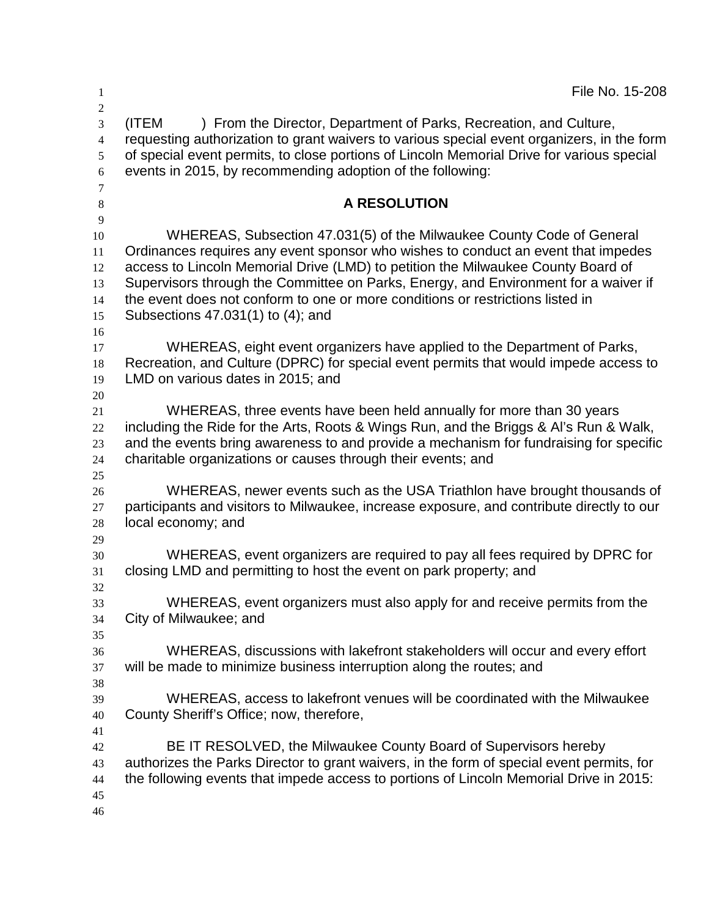File No. 15-208

(ITEM ) From the Director, Department of Parks, Recreation, and Culture, requesting authorization to grant waivers to various special event organizers, in the form of special event permits, to close portions of Lincoln Memorial Drive for various special events in 2015, by recommending adoption of the following:

**A RESOLUTION**

WHEREAS, Subsection 47.031(5) of the Milwaukee County Code of General Ordinances requires any event sponsor who wishes to conduct an event that impedes access to Lincoln Memorial Drive (LMD) to petition the Milwaukee County Board of Supervisors through the Committee on Parks, Energy, and Environment for a waiver if the event does not conform to one or more conditions or restrictions listed in Subsections 47.031(1) to (4); and

WHEREAS, eight event organizers have applied to the Department of Parks, Recreation, and Culture (DPRC) for special event permits that would impede access to LMD on various dates in 2015; and

WHEREAS, three events have been held annually for more than 30 years including the Ride for the Arts, Roots & Wings Run, and the Briggs & Al's Run & Walk, and the events bring awareness to and provide a mechanism for fundraising for specific charitable organizations or causes through their events; and

WHEREAS, newer events such as the USA Triathlon have brought thousands of participants and visitors to Milwaukee, increase exposure, and contribute directly to our local economy; and

WHEREAS, event organizers are required to pay all fees required by DPRC for closing LMD and permitting to host the event on park property; and

WHEREAS, event organizers must also apply for and receive permits from the City of Milwaukee; and

WHEREAS, discussions with lakefront stakeholders will occur and every effort will be made to minimize business interruption along the routes; and

WHEREAS, access to lakefront venues will be coordinated with the Milwaukee County Sheriff's Office; now, therefore,

BE IT RESOLVED, the Milwaukee County Board of Supervisors hereby authorizes the Parks Director to grant waivers, in the form of special event permits, for the following events that impede access to portions of Lincoln Memorial Drive in 2015: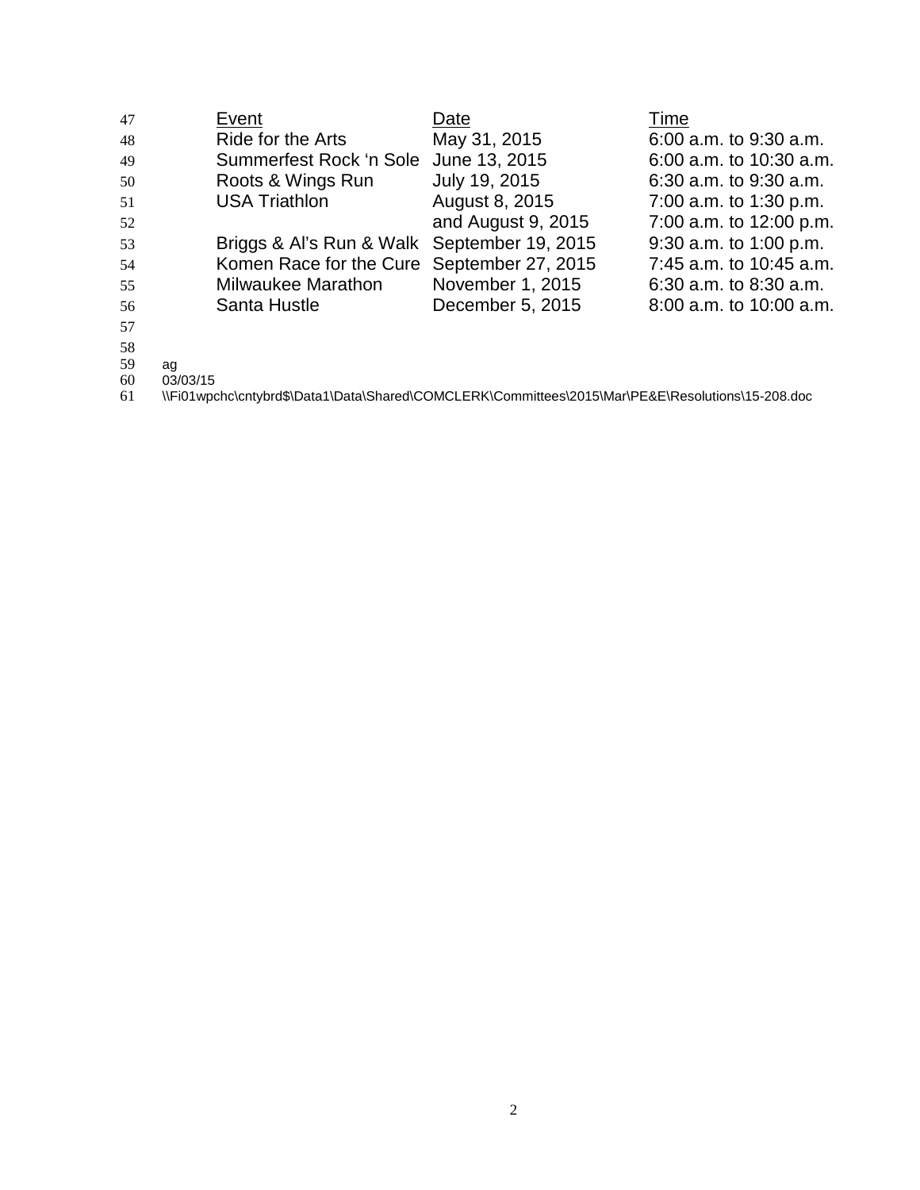| Event | Date | Time |
| --- | --- | --- |
| Ride for the Arts | May 31, 2015 | 6:00 a.m. to 9:30 a.m. |
| Summerfest Rock 'n Sole | June 13, 2015 | 6:00 a.m. to 10:30 a.m. |
| Roots & Wings Run | July 19, 2015 | 6:30 a.m. to 9:30 a.m. |
| USA Triathlon | August 8, 2015 | 7:00 a.m. to 1:30 p.m. |
| | and August 9, 2015 | 7:00 a.m. to 12:00 p.m. |
| Briggs & Al's Run & Walk | September 19, 2015 | 9:30 a.m. to 1:00 p.m. |
| Komen Race for the Cure | September 27, 2015 | 7:45 a.m. to 10:45 a.m. |
| Milwaukee Marathon | November 1, 2015 | 6:30 a.m. to 8:30 a.m. |
| Santa Hustle | December 5, 2015 | 8:00 a.m. to 10:00 a.m. |

ag
03/03/15
\\Fi01wpchc\cntybrd$\Data1\Data\Shared\COMCLERK\Committees\2015\Mar\PE&E\Resolutions\15-208.doc